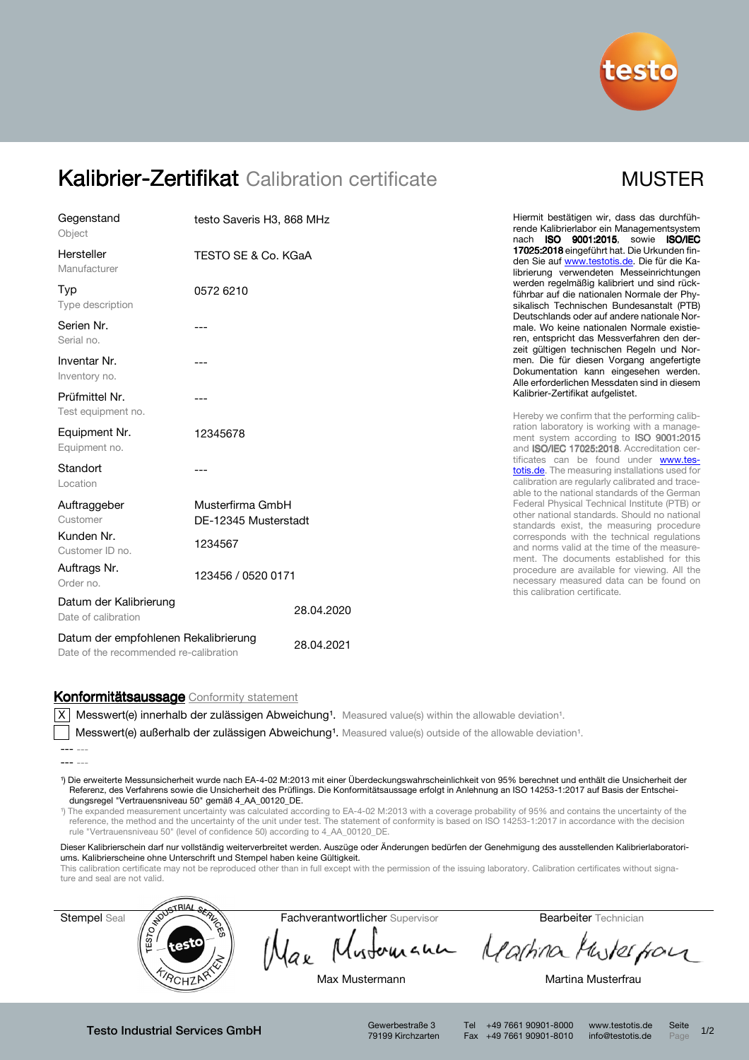# Kalibrier-Zertifikat Calibration certificate

MUSTER

| | |
|---|---|
| Gegenstand<br>Object | testo Saveris H3, 868 MHz |
| Hersteller<br>Manufacturer | TESTO SE & Co. KGaA |
| Typ<br>Type description | 0572 6210 |
| Serien Nr.<br>Serial no. | --- |
| Inventar Nr.<br>Inventory no. | --- |
| Prüfmittel Nr.<br>Test equipment no. | --- |
| Equipment Nr.<br>Equipment no. | 12345678 |
| Standort<br>Location | --- |
| Auftraggeber<br>Customer | Musterfirma GmbH<br>DE-12345 Musterstadt |
| Kunden Nr.<br>Customer ID no. | 1234567 |
| Auftrags Nr.<br>Order no. | 123456 / 0520 0171 |
| Datum der Kalibrierung<br>Date of calibration | 28.04.2020 |
| Datum der empfohlenen Rekalibrierung<br>Date of the recommended re-calibration | 28.04.2021 |

Hiermit bestätigen wir, dass das durchführende Kalibrierlabor ein Managementsystem nach **ISO 9001:2015**, sowie **ISO/IEC 17025:2018** eingeführt hat. Die Urkunden finden Sie auf www.testotis.de. Die für die Kalibrierung verwendeten Messeinrichtungen werden regelmäßig kalibriert und sind rückführbar auf die nationalen Normale der Physikalisch Technischen Bundesanstalt (PTB) Deutschlands oder auf andere nationale Normale. Wo keine nationalen Normale existieren, entspricht das Messverfahren den derzeit gültigen technischen Regeln und Normen. Die für diesen Vorgang angefertigte Dokumentation kann eingesehen werden. Alle erforderlichen Messdaten sind in diesem Kalibrier-Zertifikat aufgelistet.

Hereby we confirm that the performing calibration laboratory is working with a management system according to **ISO 9001:2015** and **ISO/IEC 17025:2018**. Accreditation certificates can be found under www.testotis.de. The measuring installations used for calibration are regularly calibrated and traceable to the national standards of the German Federal Physical Technical Institute (PTB) or other national standards. Should no national standards exist, the measuring procedure corresponds with the technical regulations and norms valid at the time of the measurement. The documents established for this procedure are available for viewing. All the necessary measured data can be found on this calibration certificate.

## Konformitätsaussage Conformity statement

[X] Messwert(e) innerhalb der zulässigen Abweichung¹. Measured value(s) within the allowable deviation¹.

[ ] Messwert(e) außerhalb der zulässigen Abweichung¹. Measured value(s) outside of the allowable deviation¹.

--- ---

--- ---

¹) Die erweiterte Messunsicherheit wurde nach EA-4-02 M:2013 mit einer Überdeckungswahrscheinlichkeit von 95% berechnet und enthält die Unsicherheit der Referenz, des Verfahrens sowie die Unsicherheit des Prüflings. Die Konformitätsaussage erfolgt in Anlehnung an ISO 14253-1:2017 auf Basis der Entscheidungsregel "Vertrauensniveau 50" gemäß 4_AA_00120_DE.

¹) The expanded measurement uncertainty was calculated according to EA-4-02 M:2013 with a coverage probability of 95% and contains the uncertainty of the reference, the method and the uncertainty of the unit under test. The statement of conformity is based on ISO 14253-1:2017 in accordance with the decision rule "Vertrauensniveau 50" (level of confidence 50) according to 4_AA_00120_DE.

Dieser Kalibrierschein darf nur vollständig weiterverbreitet werden. Auszüge oder Änderungen bedürfen der Genehmigung des ausstellenden Kalibrierlaboratoriums. Kalibrierscheine ohne Unterschrift und Stempel haben keine Gültigkeit.

This calibration certificate may not be reproduced other than in full except with the permission of the issuing laboratory. Calibration certificates without signature and seal are not valid.

| Stempel Seal | Fachverantwortlicher Supervisor | Bearbeiter Technician |
|---|---|---|
| TESTO INDUSTRIAL SERVICES testo KIRCHZARTEN | Max Mustermann | Martina Musterfrau |

Testo Industrial Services GmbH
Gewerbestraße 3, 79199 Kirchzarten
Tel +49 7661 90901-8000
Fax +49 7661 90901-8010
www.testotis.de
info@testotis.de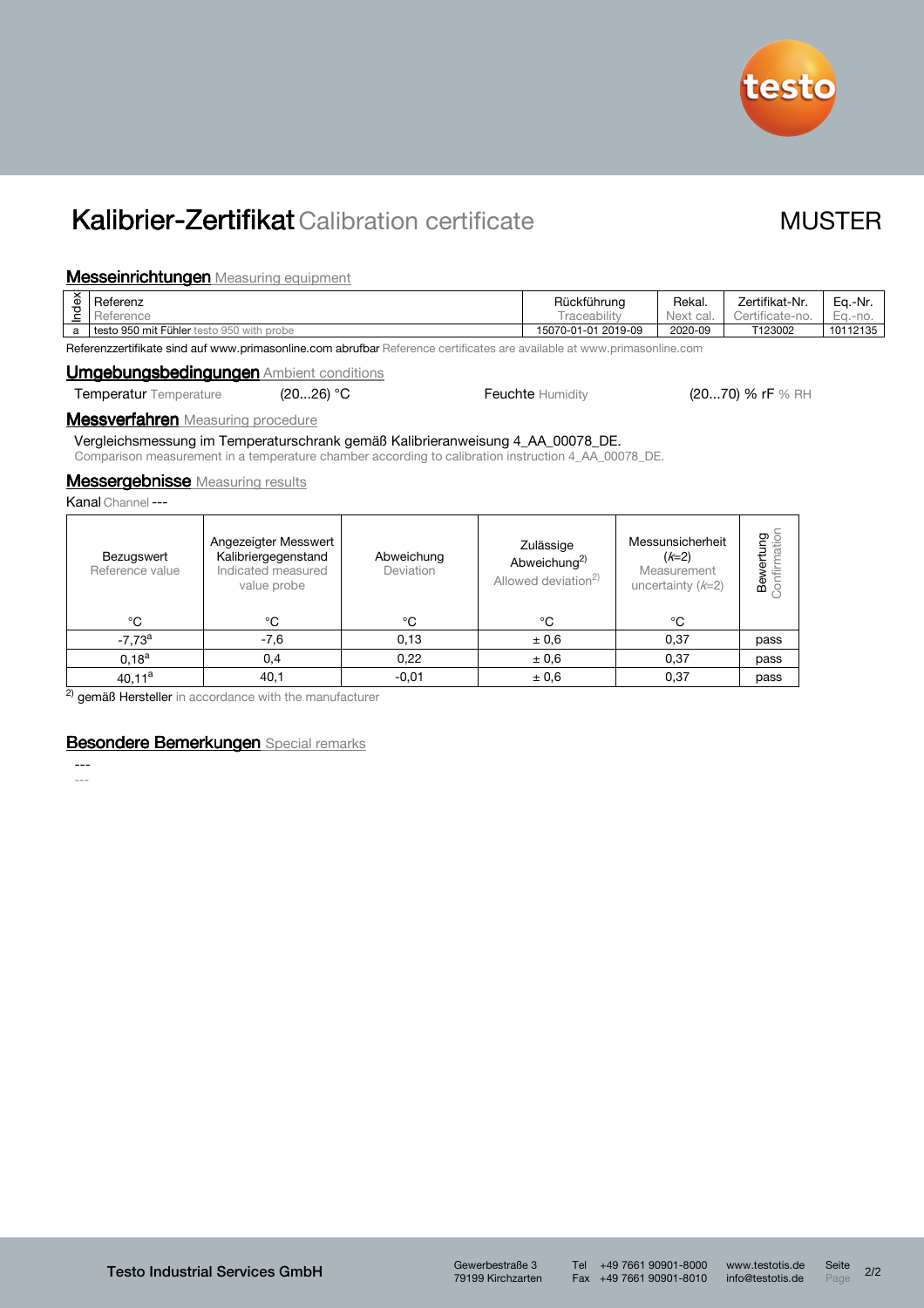# Kalibrier-Zertifikat Calibration certificate

MUSTER

## Messeinrichtungen Measuring equipment

| Index | Referenz Reference | Rückführung Traceability | Rekal. Next cal. | Zertifikat-Nr. Certificate-no. | Eq.-Nr. Eq.-no. |
|---|---|---|---|---|---|
| a | testo 950 mit Fühler testo 950 with probe | 15070-01-01 2019-09 | 2020-09 | T123002 | 10112135 |

Referenzzertifikate sind auf www.primasonline.com abrufbar Reference certificates are available at www.primasonline.com

## Umgebungsbedingungen Ambient conditions

Temperatur Temperature (20...26) °C  Feuchte Humidity (20...70) % rF % RH

## Messverfahren Measuring procedure

Vergleichsmessung im Temperaturschrank gemäß Kalibrieranweisung 4_AA_00078_DE.
Comparison measurement in a temperature chamber according to calibration instruction 4_AA_00078_DE.

## Messergebnisse Measuring results

Kanal Channel ---

| Bezugswert Reference value °C | Angezeigter Messwert Kalibriergegenstand Indicated measured value probe °C | Abweichung Deviation °C | Zulässige Abweichung[2] Allowed deviation[2] °C | Messunsicherheit ($k$=2) Measurement uncertainty ($k$=2) °C | Bewertung Confirmation |
|---|---|---|---|---|---|
| -7,73[a] | -7,6 | 0,13 | ± 0,6 | 0,37 | pass |
| 0,18[a] | 0,4 | 0,22 | ± 0,6 | 0,37 | pass |
| 40,11[a] | 40,1 | -0,01 | ± 0,6 | 0,37 | pass |

[2] gemäß Hersteller in accordance with the manufacturer

## Besondere Bemerkungen Special remarks

---
---

Testo Industrial Services GmbH
Gewerbestraße 3, 79199 Kirchzarten
Tel +49 7661 90901-8000 Fax +49 7661 90901-8010
www.testotis.de info@testotis.de